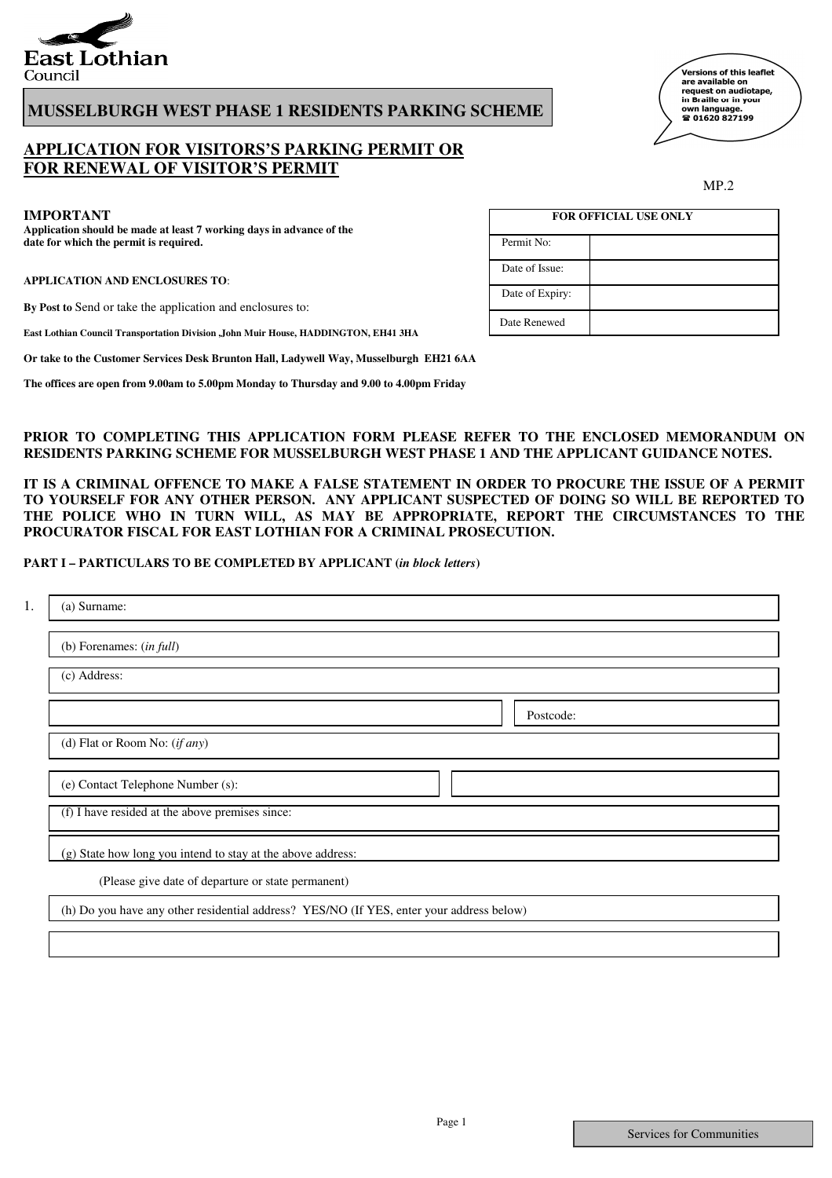East Lothian Council

# MUSSELBURGH WEST PHASE 1 RESIDENTS PARKING SCHEME

Versions of this leaflet are available on request on audiotape, in Braille or in your own language. ☎ 01620 827199

## APPLICATION FOR VISITORS'S PARKING PERMIT OR FOR RENEWAL OF VISITOR'S PERMIT

MP.2

| FOR OFFICIAL USE ONLY | |
|---|---|
| Permit No: | |
| Date of Issue: | |
| Date of Expiry: | |
| Date Renewed | |

**IMPORTANT**

**Application should be made at least 7 working days in advance of the date for which the permit is required.**

**APPLICATION AND ENCLOSURES TO**:

**By Post to** Send or take the application and enclosures to:

**East Lothian Council Transportation Division ,John Muir House, HADDINGTON, EH41 3HA**

**Or take to the Customer Services Desk Brunton Hall, Ladywell Way, Musselburgh EH21 6AA**

**The offices are open from 9.00am to 5.00pm Monday to Thursday and 9.00 to 4.00pm Friday**

**PRIOR TO COMPLETING THIS APPLICATION FORM PLEASE REFER TO THE ENCLOSED MEMORANDUM ON RESIDENTS PARKING SCHEME FOR MUSSELBURGH WEST PHASE 1 AND THE APPLICANT GUIDANCE NOTES.**

**IT IS A CRIMINAL OFFENCE TO MAKE A FALSE STATEMENT IN ORDER TO PROCURE THE ISSUE OF A PERMIT TO YOURSELF FOR ANY OTHER PERSON. ANY APPLICANT SUSPECTED OF DOING SO WILL BE REPORTED TO THE POLICE WHO IN TURN WILL, AS MAY BE APPROPRIATE, REPORT THE CIRCUMSTANCES TO THE PROCURATOR FISCAL FOR EAST LOTHIAN FOR A CRIMINAL PROSECUTION.**

**PART I – PARTICULARS TO BE COMPLETED BY APPLICANT (*in block letters*)**

1. (a) Surname:

   (b) Forenames: (*in full*)

   (c) Address:

   Postcode:

   (d) Flat or Room No: (*if any*)

   (e) Contact Telephone Number (s):

   (f) I have resided at the above premises since:

   (g) State how long you intend to stay at the above address:

   (Please give date of departure or state permanent)

   (h) Do you have any other residential address? YES/NO (If YES, enter your address below)

Services for Communities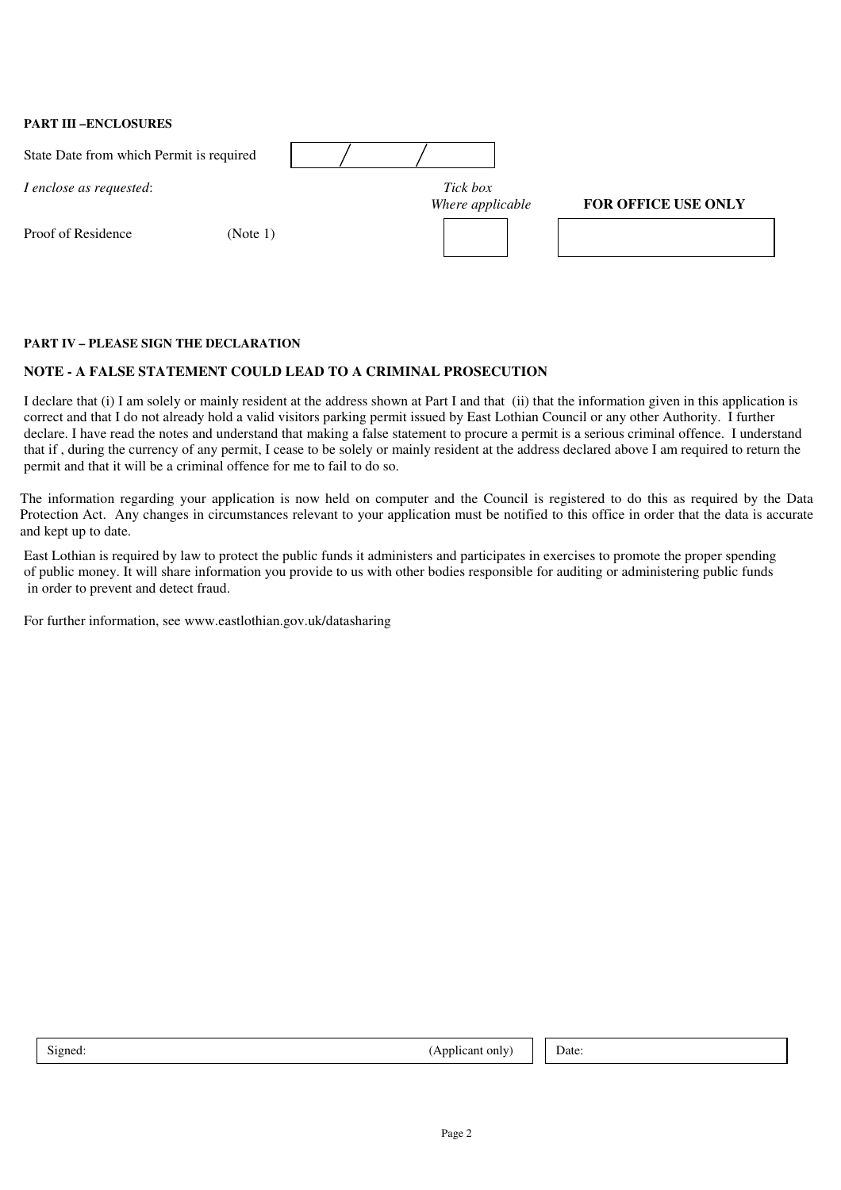**PART III –ENCLOSURES**

State Date from which Permit is required  / /

*I enclose as requested*:

| | | *Tick box Where applicable* | **FOR OFFICE USE ONLY** |
|---|---|---|---|
| Proof of Residence | (Note 1) | | |

**PART IV – PLEASE SIGN THE DECLARATION**

**NOTE - A FALSE STATEMENT COULD LEAD TO A CRIMINAL PROSECUTION**

I declare that (i) I am solely or mainly resident at the address shown at Part I and that (ii) that the information given in this application is correct and that I do not already hold a valid visitors parking permit issued by East Lothian Council or any other Authority. I further declare. I have read the notes and understand that making a false statement to procure a permit is a serious criminal offence. I understand that if , during the currency of any permit, I cease to be solely or mainly resident at the address declared above I am required to return the permit and that it will be a criminal offence for me to fail to do so.

The information regarding your application is now held on computer and the Council is registered to do this as required by the Data Protection Act. Any changes in circumstances relevant to your application must be notified to this office in order that the data is accurate and kept up to date.

East Lothian is required by law to protect the public funds it administers and participates in exercises to promote the proper spending of public money. It will share information you provide to us with other bodies responsible for auditing or administering public funds in order to prevent and detect fraud.

For further information, see www.eastlothian.gov.uk/datasharing

| Signed: (Applicant only) | Date: |
|---|---|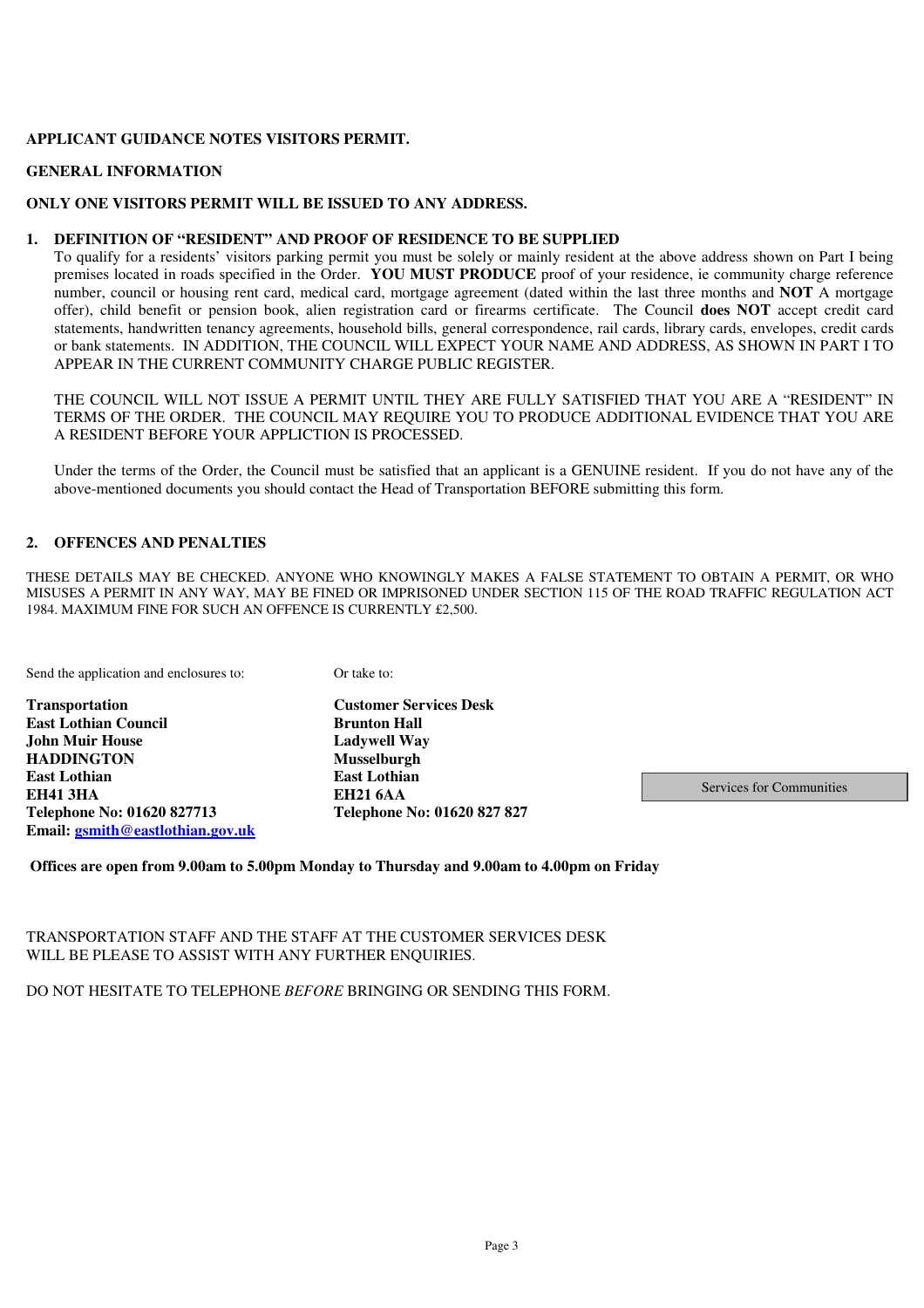**APPLICANT GUIDANCE NOTES VISITORS PERMIT.**

**GENERAL INFORMATION**

**ONLY ONE VISITORS PERMIT WILL BE ISSUED TO ANY ADDRESS.**

**1. DEFINITION OF "RESIDENT" AND PROOF OF RESIDENCE TO BE SUPPLIED**

To qualify for a residents' visitors parking permit you must be solely or mainly resident at the above address shown on Part I being premises located in roads specified in the Order. **YOU MUST PRODUCE** proof of your residence, ie community charge reference number, council or housing rent card, medical card, mortgage agreement (dated within the last three months and **NOT** A mortgage offer), child benefit or pension book, alien registration card or firearms certificate. The Council **does NOT** accept credit card statements, handwritten tenancy agreements, household bills, general correspondence, rail cards, library cards, envelopes, credit cards or bank statements. IN ADDITION, THE COUNCIL WILL EXPECT YOUR NAME AND ADDRESS, AS SHOWN IN PART I TO APPEAR IN THE CURRENT COMMUNITY CHARGE PUBLIC REGISTER.

THE COUNCIL WILL NOT ISSUE A PERMIT UNTIL THEY ARE FULLY SATISFIED THAT YOU ARE A "RESIDENT" IN TERMS OF THE ORDER. THE COUNCIL MAY REQUIRE YOU TO PRODUCE ADDITIONAL EVIDENCE THAT YOU ARE A RESIDENT BEFORE YOUR APPLICTION IS PROCESSED.

Under the terms of the Order, the Council must be satisfied that an applicant is a GENUINE resident. If you do not have any of the above-mentioned documents you should contact the Head of Transportation BEFORE submitting this form.

**2. OFFENCES AND PENALTIES**

THESE DETAILS MAY BE CHECKED. ANYONE WHO KNOWINGLY MAKES A FALSE STATEMENT TO OBTAIN A PERMIT, OR WHO MISUSES A PERMIT IN ANY WAY, MAY BE FINED OR IMPRISONED UNDER SECTION 115 OF THE ROAD TRAFFIC REGULATION ACT 1984. MAXIMUM FINE FOR SUCH AN OFFENCE IS CURRENTLY £2,500.

Send the application and enclosures to:

**Transportation**
**East Lothian Council**
**John Muir House**
**HADDINGTON**
**East Lothian**
**EH41 3HA**
**Telephone No: 01620 827713**
**Email: gsmith@eastlothian.gov.uk**

Or take to:

**Customer Services Desk**
**Brunton Hall**
**Ladywell Way**
**Musselburgh**
**East Lothian**
**EH21 6AA**
**Telephone No: 01620 827 827**

Services for Communities

**Offices are open from 9.00am to 5.00pm Monday to Thursday and 9.00am to 4.00pm on Friday**

TRANSPORTATION STAFF AND THE STAFF AT THE CUSTOMER SERVICES DESK WILL BE PLEASE TO ASSIST WITH ANY FURTHER ENQUIRIES.

DO NOT HESITATE TO TELEPHONE *BEFORE* BRINGING OR SENDING THIS FORM.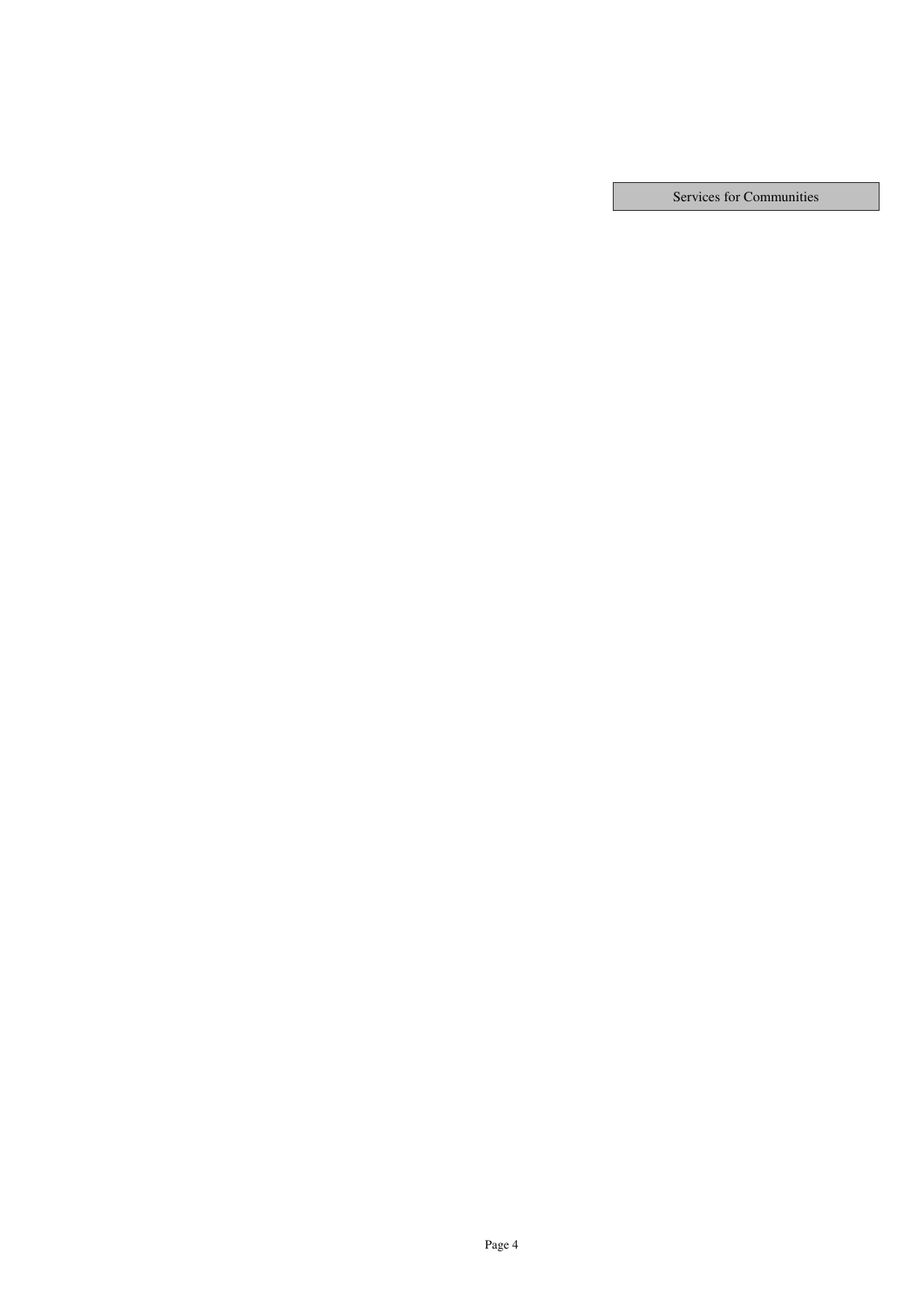Services for Communities